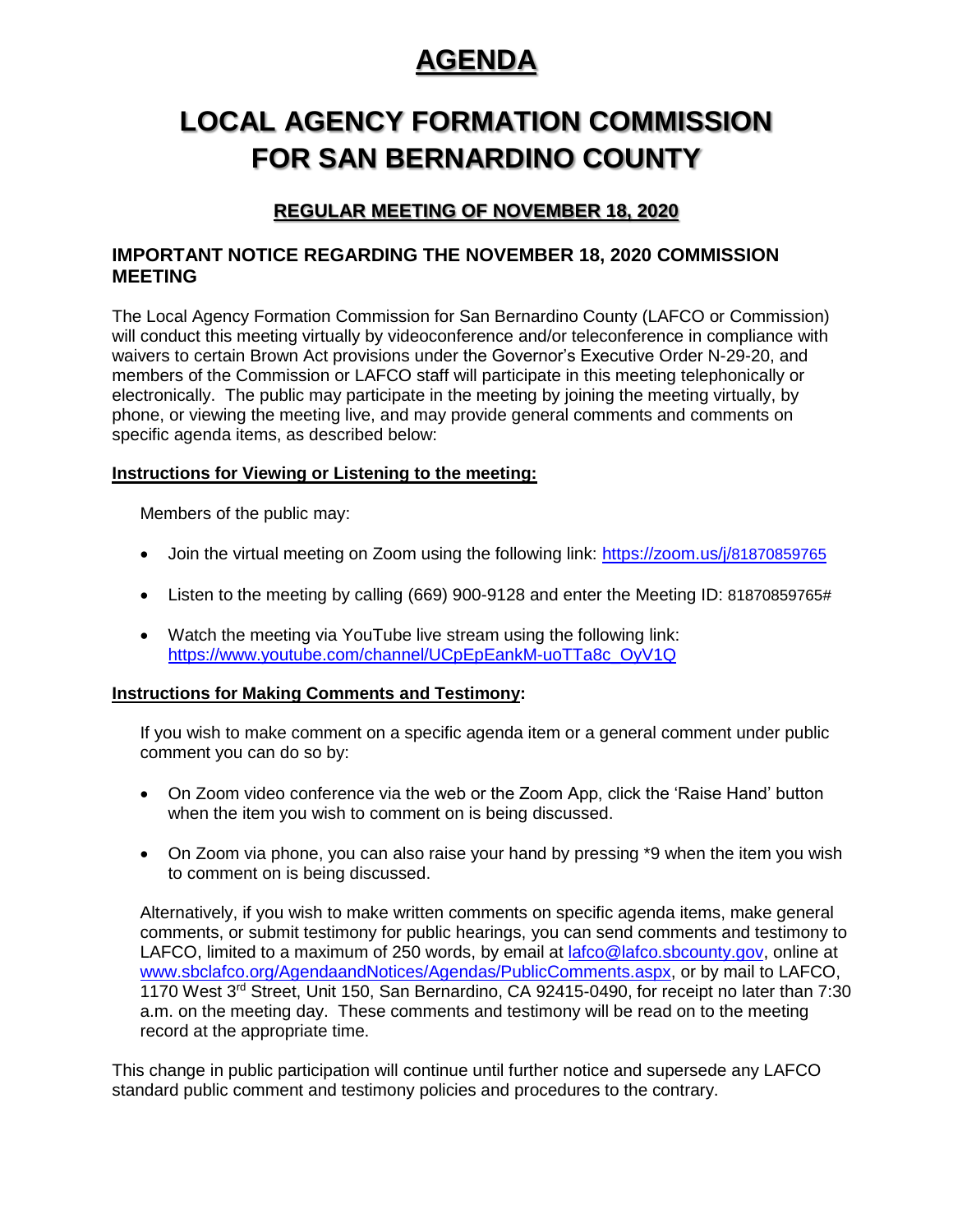# AGENDA

# LOCAL AGENCY FORMATION COMMISSION FOR SAN BERNARDINO COUNTY

## REGULAR MEETING OF NOVEMBER 18, 2020

### IMPORTANT NOTICE REGARDING THE NOVEMBER 18, 2020 COMMISSION MEETING

The Local Agency Formation Commission for San Bernardino County (LAFCO or Commission) will conduct this meeting virtually by videoconference and/or teleconference in compliance with waivers to certain Brown Act provisions under the Governor's Executive Order N-29-20, and members of the Commission or LAFCO staff will participate in this meeting telephonically or electronically. The public may participate in the meeting by joining the meeting virtually, by phone, or viewing the meeting live, and may provide general comments and comments on specific agenda items, as described below:

**Instructions for Viewing or Listening to the meeting:**

Members of the public may:

- Join the virtual meeting on Zoom using the following link: https://zoom.us/j/81870859765
- Listen to the meeting by calling (669) 900-9128 and enter the Meeting ID: 81870859765#
- Watch the meeting via YouTube live stream using the following link: https://www.youtube.com/channel/UCpEpEankM-uoTTa8c_OyV1Q

**Instructions for Making Comments and Testimony:**

If you wish to make comment on a specific agenda item or a general comment under public comment you can do so by:

- On Zoom video conference via the web or the Zoom App, click the 'Raise Hand' button when the item you wish to comment on is being discussed.
- On Zoom via phone, you can also raise your hand by pressing *9 when the item you wish to comment on is being discussed.

Alternatively, if you wish to make written comments on specific agenda items, make general comments, or submit testimony for public hearings, you can send comments and testimony to LAFCO, limited to a maximum of 250 words, by email at lafco@lafco.sbcounty.gov, online at www.sbclafco.org/AgendaandNotices/Agendas/PublicComments.aspx, or by mail to LAFCO, 1170 West 3rd Street, Unit 150, San Bernardino, CA 92415-0490, for receipt no later than 7:30 a.m. on the meeting day. These comments and testimony will be read on to the meeting record at the appropriate time.

This change in public participation will continue until further notice and supersede any LAFCO standard public comment and testimony policies and procedures to the contrary.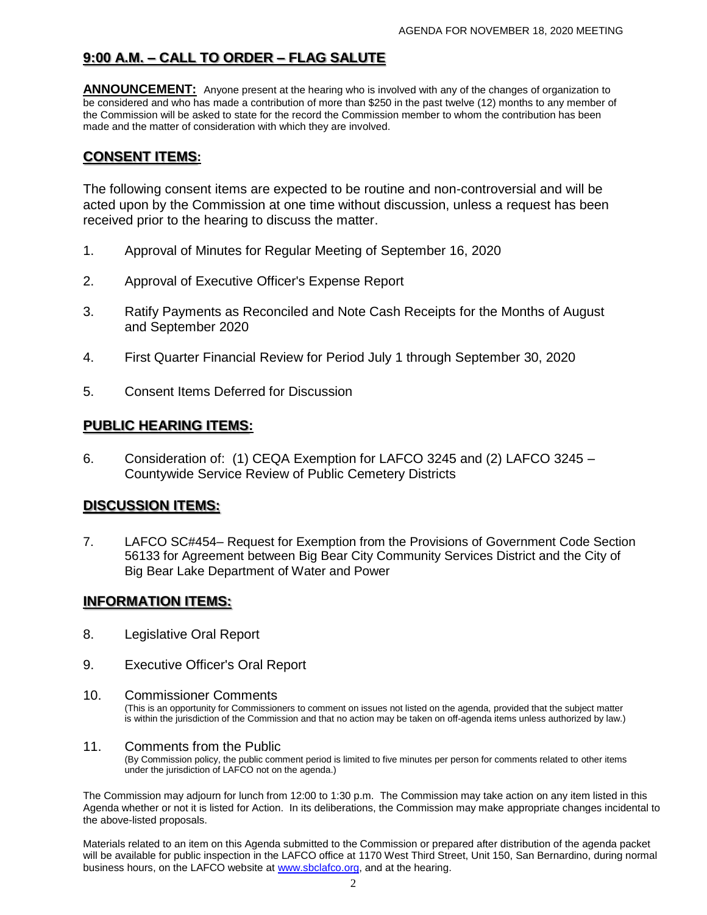## 9:00 A.M. – CALL TO ORDER – FLAG SALUTE

**ANNOUNCEMENT:** Anyone present at the hearing who is involved with any of the changes of organization to be considered and who has made a contribution of more than $250 in the past twelve (12) months to any member of the Commission will be asked to state for the record the Commission member to whom the contribution has been made and the matter of consideration with which they are involved.

## CONSENT ITEMS:

The following consent items are expected to be routine and non-controversial and will be acted upon by the Commission at one time without discussion, unless a request has been received prior to the hearing to discuss the matter.

1. Approval of Minutes for Regular Meeting of September 16, 2020

2. Approval of Executive Officer's Expense Report

3. Ratify Payments as Reconciled and Note Cash Receipts for the Months of August and September 2020

4. First Quarter Financial Review for Period July 1 through September 30, 2020

5. Consent Items Deferred for Discussion

## PUBLIC HEARING ITEMS:

6. Consideration of: (1) CEQA Exemption for LAFCO 3245 and (2) LAFCO 3245 – Countywide Service Review of Public Cemetery Districts

## DISCUSSION ITEMS:

7. LAFCO SC#454– Request for Exemption from the Provisions of Government Code Section 56133 for Agreement between Big Bear City Community Services District and the City of Big Bear Lake Department of Water and Power

## INFORMATION ITEMS:

8. Legislative Oral Report

9. Executive Officer's Oral Report

10. Commissioner Comments
(This is an opportunity for Commissioners to comment on issues not listed on the agenda, provided that the subject matter is within the jurisdiction of the Commission and that no action may be taken on off-agenda items unless authorized by law.)

11. Comments from the Public
(By Commission policy, the public comment period is limited to five minutes per person for comments related to other items under the jurisdiction of LAFCO not on the agenda.)

The Commission may adjourn for lunch from 12:00 to 1:30 p.m. The Commission may take action on any item listed in this Agenda whether or not it is listed for Action. In its deliberations, the Commission may make appropriate changes incidental to the above-listed proposals.

Materials related to an item on this Agenda submitted to the Commission or prepared after distribution of the agenda packet will be available for public inspection in the LAFCO office at 1170 West Third Street, Unit 150, San Bernardino, during normal business hours, on the LAFCO website at [www.sbclafco.org](http://www.sbclafco.org), and at the hearing.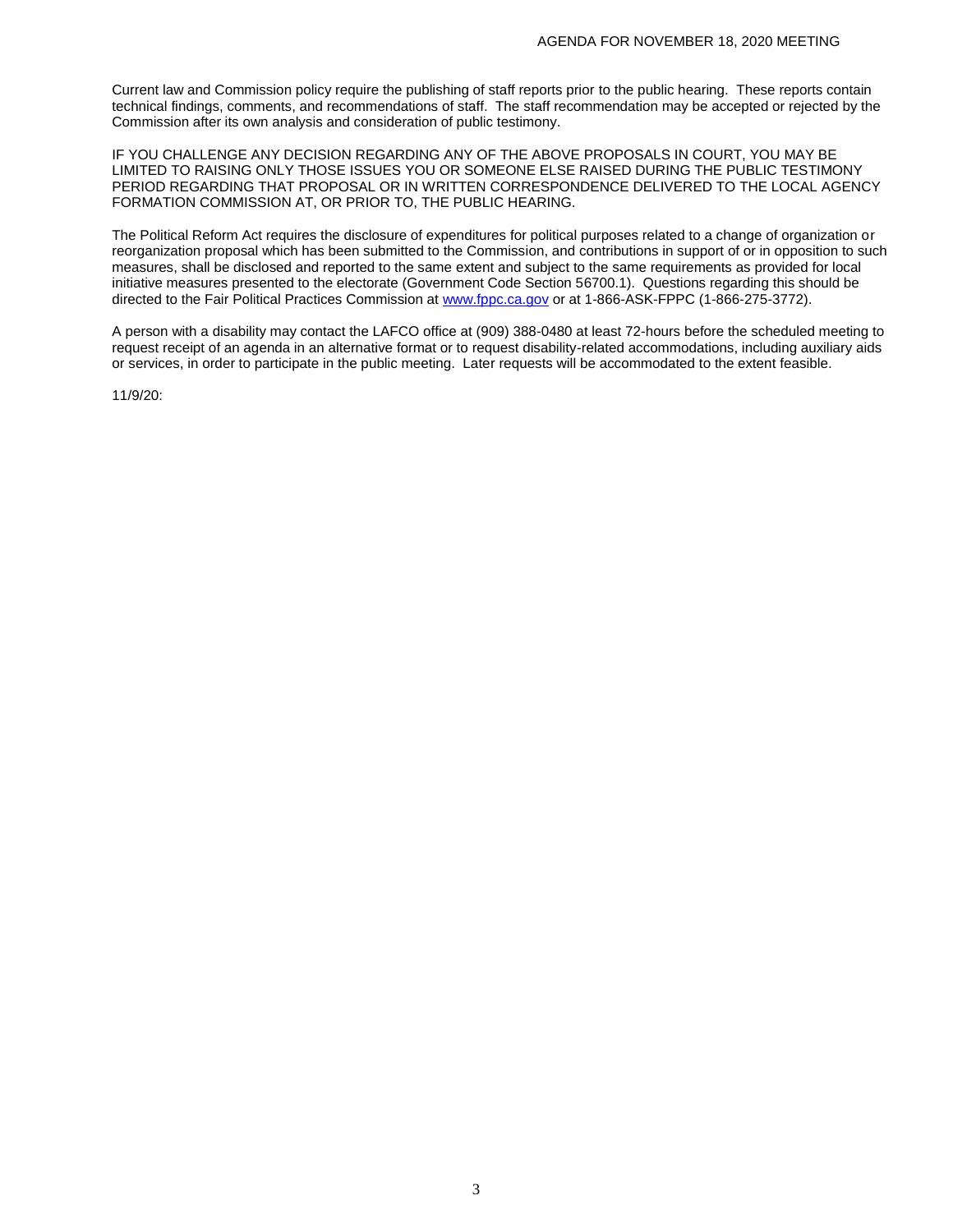Current law and Commission policy require the publishing of staff reports prior to the public hearing. These reports contain technical findings, comments, and recommendations of staff. The staff recommendation may be accepted or rejected by the Commission after its own analysis and consideration of public testimony.

IF YOU CHALLENGE ANY DECISION REGARDING ANY OF THE ABOVE PROPOSALS IN COURT, YOU MAY BE LIMITED TO RAISING ONLY THOSE ISSUES YOU OR SOMEONE ELSE RAISED DURING THE PUBLIC TESTIMONY PERIOD REGARDING THAT PROPOSAL OR IN WRITTEN CORRESPONDENCE DELIVERED TO THE LOCAL AGENCY FORMATION COMMISSION AT, OR PRIOR TO, THE PUBLIC HEARING.

The Political Reform Act requires the disclosure of expenditures for political purposes related to a change of organization or reorganization proposal which has been submitted to the Commission, and contributions in support of or in opposition to such measures, shall be disclosed and reported to the same extent and subject to the same requirements as provided for local initiative measures presented to the electorate (Government Code Section 56700.1). Questions regarding this should be directed to the Fair Political Practices Commission at www.fppc.ca.gov or at 1-866-ASK-FPPC (1-866-275-3772).

A person with a disability may contact the LAFCO office at (909) 388-0480 at least 72-hours before the scheduled meeting to request receipt of an agenda in an alternative format or to request disability-related accommodations, including auxiliary aids or services, in order to participate in the public meeting. Later requests will be accommodated to the extent feasible.

11/9/20: